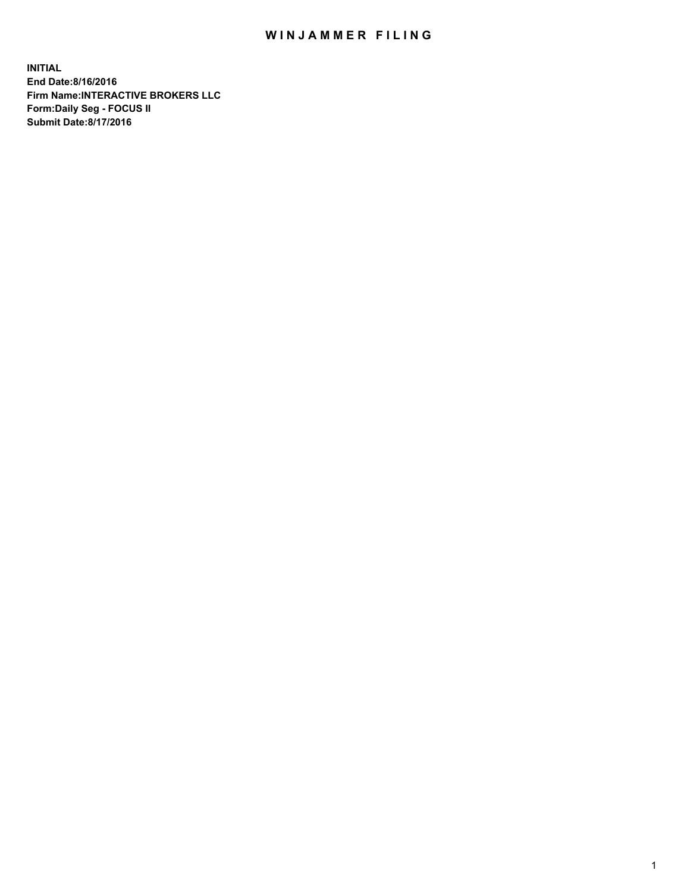# WINJAMMER FILING

**INITIAL**
**End Date:8/16/2016**
**Firm Name:INTERACTIVE BROKERS LLC**
**Form:Daily Seg - FOCUS II**
**Submit Date:8/17/2016**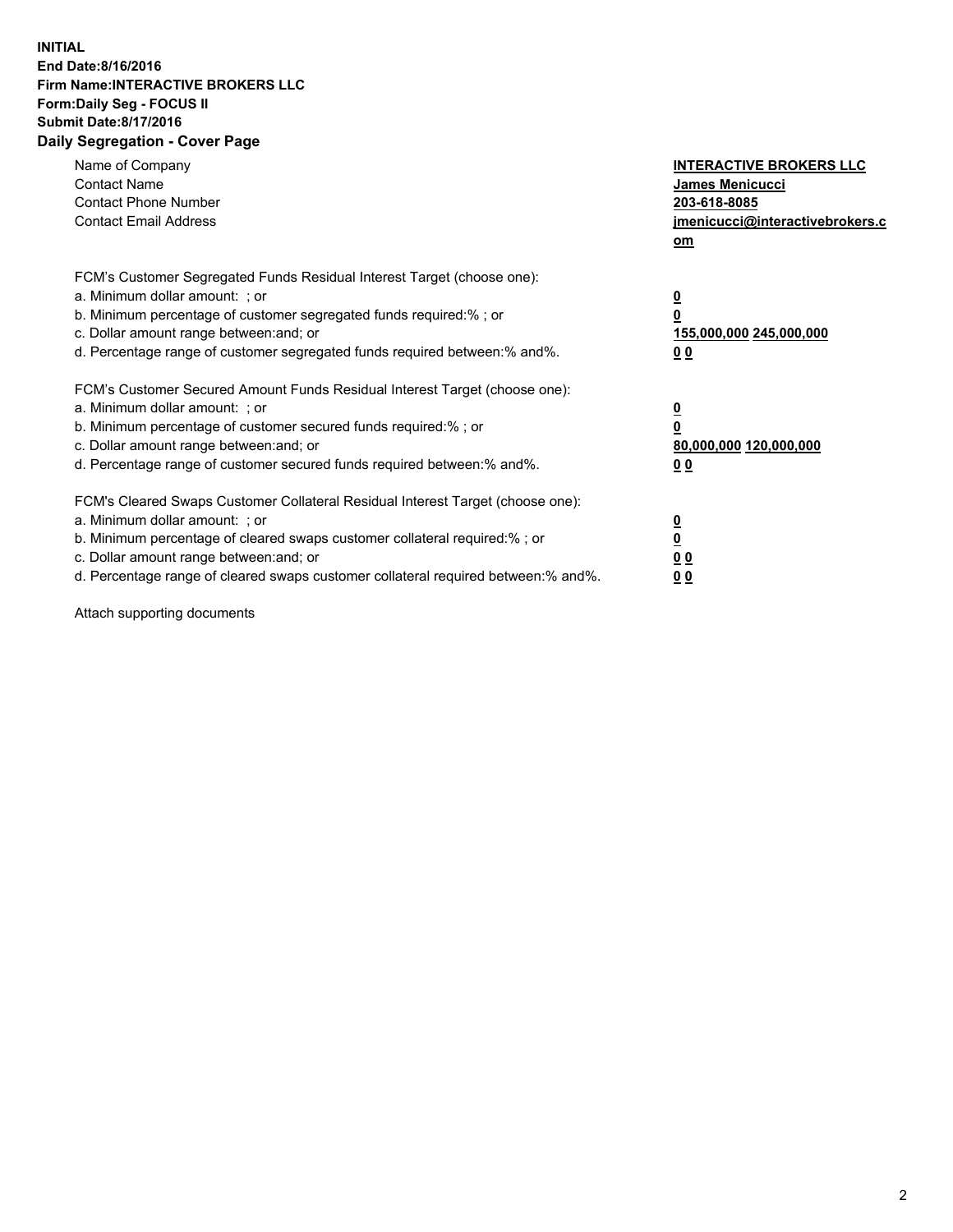**INITIAL**
**End Date:8/16/2016**
**Firm Name:INTERACTIVE BROKERS LLC**
**Form:Daily Seg - FOCUS II**
**Submit Date:8/17/2016**
**Daily Segregation - Cover Page**

| | |
|---|---|
| Name of Company | **INTERACTIVE BROKERS LLC** |
| Contact Name | **James Menicucci** |
| Contact Phone Number | **203-618-8085** |
| Contact Email Address | **jmenicucci@interactivebrokers.com** |

FCM's Customer Segregated Funds Residual Interest Target (choose one):

| | |
|---|---|
| a. Minimum dollar amount: ; or | **0** |
| b. Minimum percentage of customer segregated funds required:% ; or | **0** |
| c. Dollar amount range between:and; or | **155,000,000 245,000,000** |
| d. Percentage range of customer segregated funds required between:% and%. | **0 0** |

FCM's Customer Secured Amount Funds Residual Interest Target (choose one):

| | |
|---|---|
| a. Minimum dollar amount: ; or | **0** |
| b. Minimum percentage of customer secured funds required:% ; or | **0** |
| c. Dollar amount range between:and; or | **80,000,000 120,000,000** |
| d. Percentage range of customer secured funds required between:% and%. | **0 0** |

FCM's Cleared Swaps Customer Collateral Residual Interest Target (choose one):

| | |
|---|---|
| a. Minimum dollar amount: ; or | **0** |
| b. Minimum percentage of cleared swaps customer collateral required:% ; or | **0** |
| c. Dollar amount range between:and; or | **0 0** |
| d. Percentage range of cleared swaps customer collateral required between:% and%. | **0 0** |

Attach supporting documents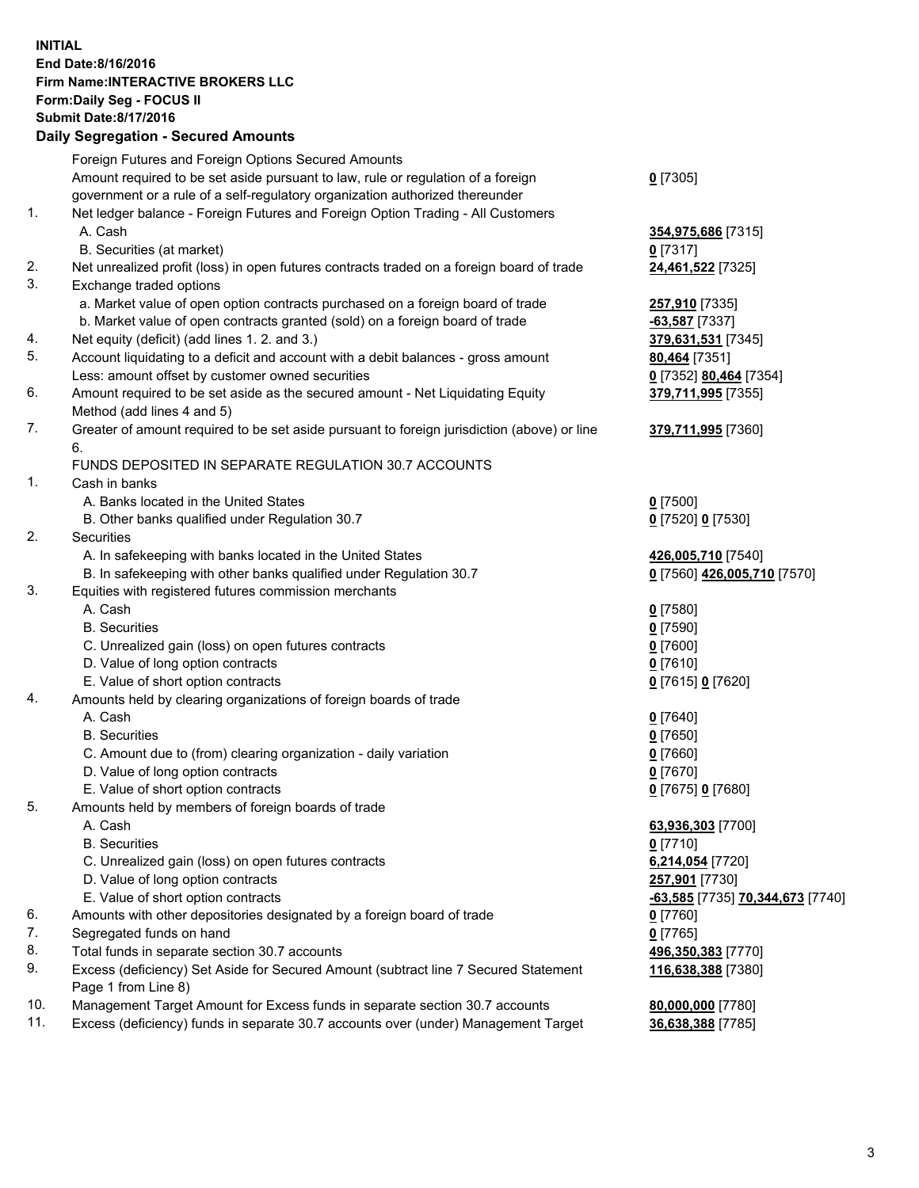**INITIAL**
**End Date:8/16/2016**
**Firm Name:INTERACTIVE BROKERS LLC**
**Form:Daily Seg - FOCUS II**
**Submit Date:8/17/2016**
**Daily Segregation - Secured Amounts**

| | | |
|---|---|---|
| | Foreign Futures and Foreign Options Secured Amounts | |
| | Amount required to be set aside pursuant to law, rule or regulation of a foreign government or a rule of a self-regulatory organization authorized thereunder | **0** [7305] |
| 1. | Net ledger balance - Foreign Futures and Foreign Option Trading - All Customers | |
| | A. Cash | **354,975,686** [7315] |
| | B. Securities (at market) | **0** [7317] |
| 2. | Net unrealized profit (loss) in open futures contracts traded on a foreign board of trade | **24,461,522** [7325] |
| 3. | Exchange traded options | |
| | a. Market value of open option contracts purchased on a foreign board of trade | **257,910** [7335] |
| | b. Market value of open contracts granted (sold) on a foreign board of trade | **-63,587** [7337] |
| 4. | Net equity (deficit) (add lines 1. 2. and 3.) | **379,631,531** [7345] |
| 5. | Account liquidating to a deficit and account with a debit balances - gross amount | **80,464** [7351] |
| | Less: amount offset by customer owned securities | **0** [7352] **80,464** [7354] |
| 6. | Amount required to be set aside as the secured amount - Net Liquidating Equity Method (add lines 4 and 5) | **379,711,995** [7355] |
| 7. | Greater of amount required to be set aside pursuant to foreign jurisdiction (above) or line 6. | **379,711,995** [7360] |
| | FUNDS DEPOSITED IN SEPARATE REGULATION 30.7 ACCOUNTS | |
| 1. | Cash in banks | |
| | A. Banks located in the United States | **0** [7500] |
| | B. Other banks qualified under Regulation 30.7 | **0** [7520] **0** [7530] |
| 2. | Securities | |
| | A. In safekeeping with banks located in the United States | **426,005,710** [7540] |
| | B. In safekeeping with other banks qualified under Regulation 30.7 | **0** [7560] **426,005,710** [7570] |
| 3. | Equities with registered futures commission merchants | |
| | A. Cash | **0** [7580] |
| | B. Securities | **0** [7590] |
| | C. Unrealized gain (loss) on open futures contracts | **0** [7600] |
| | D. Value of long option contracts | **0** [7610] |
| | E. Value of short option contracts | **0** [7615] **0** [7620] |
| 4. | Amounts held by clearing organizations of foreign boards of trade | |
| | A. Cash | **0** [7640] |
| | B. Securities | **0** [7650] |
| | C. Amount due to (from) clearing organization - daily variation | **0** [7660] |
| | D. Value of long option contracts | **0** [7670] |
| | E. Value of short option contracts | **0** [7675] **0** [7680] |
| 5. | Amounts held by members of foreign boards of trade | |
| | A. Cash | **63,936,303** [7700] |
| | B. Securities | **0** [7710] |
| | C. Unrealized gain (loss) on open futures contracts | **6,214,054** [7720] |
| | D. Value of long option contracts | **257,901** [7730] |
| | E. Value of short option contracts | **-63,585** [7735] **70,344,673** [7740] |
| 6. | Amounts with other depositories designated by a foreign board of trade | **0** [7760] |
| 7. | Segregated funds on hand | **0** [7765] |
| 8. | Total funds in separate section 30.7 accounts | **496,350,383** [7770] |
| 9. | Excess (deficiency) Set Aside for Secured Amount (subtract line 7 Secured Statement Page 1 from Line 8) | **116,638,388** [7380] |
| 10. | Management Target Amount for Excess funds in separate section 30.7 accounts | **80,000,000** [7780] |
| 11. | Excess (deficiency) funds in separate 30.7 accounts over (under) Management Target | **36,638,388** [7785] |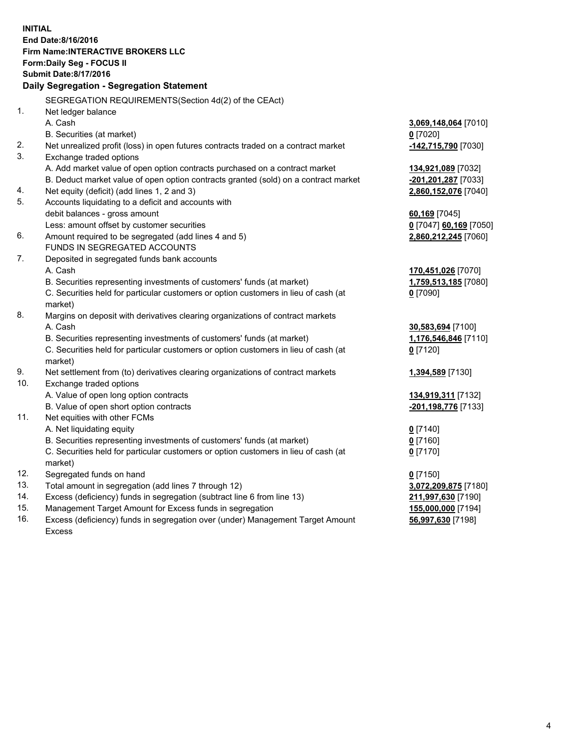**INITIAL**
**End Date:8/16/2016**
**Firm Name:INTERACTIVE BROKERS LLC**
**Form:Daily Seg - FOCUS II**
**Submit Date:8/17/2016**
**Daily Segregation - Segregation Statement**

| | | |
|---|---|---|
| | SEGREGATION REQUIREMENTS(Section 4d(2) of the CEAct) | |
| 1. | Net ledger balance | |
| | A. Cash | **3,069,148,064** [7010] |
| | B. Securities (at market) | **0** [7020] |
| 2. | Net unrealized profit (loss) in open futures contracts traded on a contract market | **-142,715,790** [7030] |
| 3. | Exchange traded options | |
| | A. Add market value of open option contracts purchased on a contract market | **134,921,089** [7032] |
| | B. Deduct market value of open option contracts granted (sold) on a contract market | **-201,201,287** [7033] |
| 4. | Net equity (deficit) (add lines 1, 2 and 3) | **2,860,152,076** [7040] |
| 5. | Accounts liquidating to a deficit and accounts with debit balances - gross amount | **60,169** [7045] |
| | Less: amount offset by customer securities | **0** [7047] **60,169** [7050] |
| 6. | Amount required to be segregated (add lines 4 and 5) | **2,860,212,245** [7060] |
| | FUNDS IN SEGREGATED ACCOUNTS | |
| 7. | Deposited in segregated funds bank accounts | |
| | A. Cash | **170,451,026** [7070] |
| | B. Securities representing investments of customers' funds (at market) | **1,759,513,185** [7080] |
| | C. Securities held for particular customers or option customers in lieu of cash (at market) | **0** [7090] |
| 8. | Margins on deposit with derivatives clearing organizations of contract markets | |
| | A. Cash | **30,583,694** [7100] |
| | B. Securities representing investments of customers' funds (at market) | **1,176,546,846** [7110] |
| | C. Securities held for particular customers or option customers in lieu of cash (at market) | **0** [7120] |
| 9. | Net settlement from (to) derivatives clearing organizations of contract markets | **1,394,589** [7130] |
| 10. | Exchange traded options | |
| | A. Value of open long option contracts | **134,919,311** [7132] |
| | B. Value of open short option contracts | **-201,198,776** [7133] |
| 11. | Net equities with other FCMs | |
| | A. Net liquidating equity | **0** [7140] |
| | B. Securities representing investments of customers' funds (at market) | **0** [7160] |
| | C. Securities held for particular customers or option customers in lieu of cash (at market) | **0** [7170] |
| 12. | Segregated funds on hand | **0** [7150] |
| 13. | Total amount in segregation (add lines 7 through 12) | **3,072,209,875** [7180] |
| 14. | Excess (deficiency) funds in segregation (subtract line 6 from line 13) | **211,997,630** [7190] |
| 15. | Management Target Amount for Excess funds in segregation | **155,000,000** [7194] |
| 16. | Excess (deficiency) funds in segregation over (under) Management Target Amount Excess | **56,997,630** [7198] |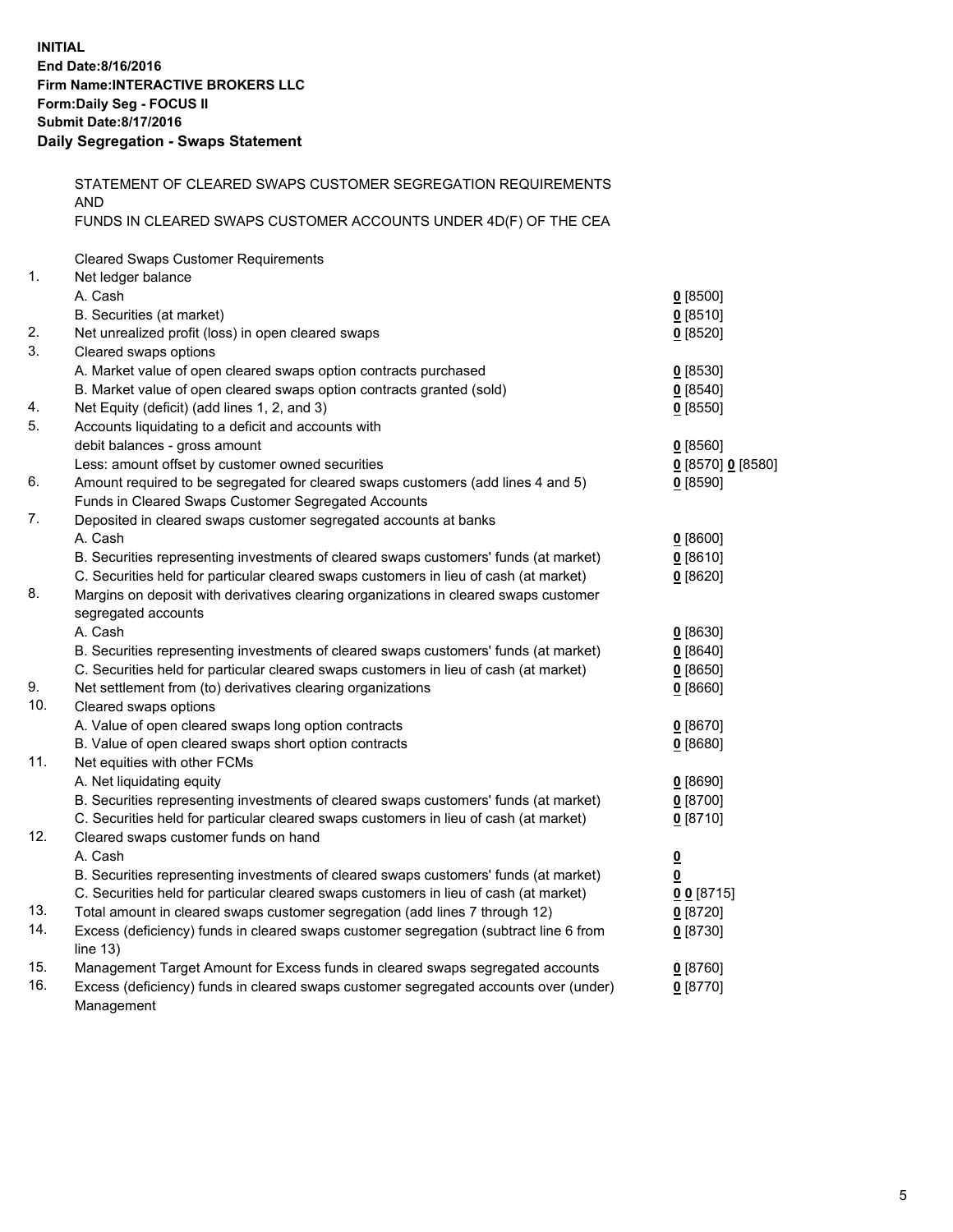**INITIAL**
**End Date:8/16/2016**
**Firm Name:INTERACTIVE BROKERS LLC**
**Form:Daily Seg - FOCUS II**
**Submit Date:8/17/2016**
**Daily Segregation - Swaps Statement**

STATEMENT OF CLEARED SWAPS CUSTOMER SEGREGATION REQUIREMENTS AND FUNDS IN CLEARED SWAPS CUSTOMER ACCOUNTS UNDER 4D(F) OF THE CEA

| | | |
|---|---|---|
| | Cleared Swaps Customer Requirements | |
| 1. | Net ledger balance | |
| | A. Cash | 0 [8500] |
| | B. Securities (at market) | 0 [8510] |
| 2. | Net unrealized profit (loss) in open cleared swaps | 0 [8520] |
| 3. | Cleared swaps options | |
| | A. Market value of open cleared swaps option contracts purchased | 0 [8530] |
| | B. Market value of open cleared swaps option contracts granted (sold) | 0 [8540] |
| 4. | Net Equity (deficit) (add lines 1, 2, and 3) | 0 [8550] |
| 5. | Accounts liquidating to a deficit and accounts with debit balances - gross amount | 0 [8560] |
| | Less: amount offset by customer owned securities | 0 [8570] 0 [8580] |
| 6. | Amount required to be segregated for cleared swaps customers (add lines 4 and 5) | 0 [8590] |
| | Funds in Cleared Swaps Customer Segregated Accounts | |
| 7. | Deposited in cleared swaps customer segregated accounts at banks | |
| | A. Cash | 0 [8600] |
| | B. Securities representing investments of cleared swaps customers' funds (at market) | 0 [8610] |
| | C. Securities held for particular cleared swaps customers in lieu of cash (at market) | 0 [8620] |
| 8. | Margins on deposit with derivatives clearing organizations in cleared swaps customer segregated accounts | |
| | A. Cash | 0 [8630] |
| | B. Securities representing investments of cleared swaps customers' funds (at market) | 0 [8640] |
| | C. Securities held for particular cleared swaps customers in lieu of cash (at market) | 0 [8650] |
| 9. | Net settlement from (to) derivatives clearing organizations | 0 [8660] |
| 10. | Cleared swaps options | |
| | A. Value of open cleared swaps long option contracts | 0 [8670] |
| | B. Value of open cleared swaps short option contracts | 0 [8680] |
| 11. | Net equities with other FCMs | |
| | A. Net liquidating equity | 0 [8690] |
| | B. Securities representing investments of cleared swaps customers' funds (at market) | 0 [8700] |
| | C. Securities held for particular cleared swaps customers in lieu of cash (at market) | 0 [8710] |
| 12. | Cleared swaps customer funds on hand | |
| | A. Cash | 0 |
| | B. Securities representing investments of cleared swaps customers' funds (at market) | 0 |
| | C. Securities held for particular cleared swaps customers in lieu of cash (at market) | 0 0 [8715] |
| 13. | Total amount in cleared swaps customer segregation (add lines 7 through 12) | 0 [8720] |
| 14. | Excess (deficiency) funds in cleared swaps customer segregation (subtract line 6 from line 13) | 0 [8730] |
| 15. | Management Target Amount for Excess funds in cleared swaps segregated accounts | 0 [8760] |
| 16. | Excess (deficiency) funds in cleared swaps customer segregated accounts over (under) Management | 0 [8770] |